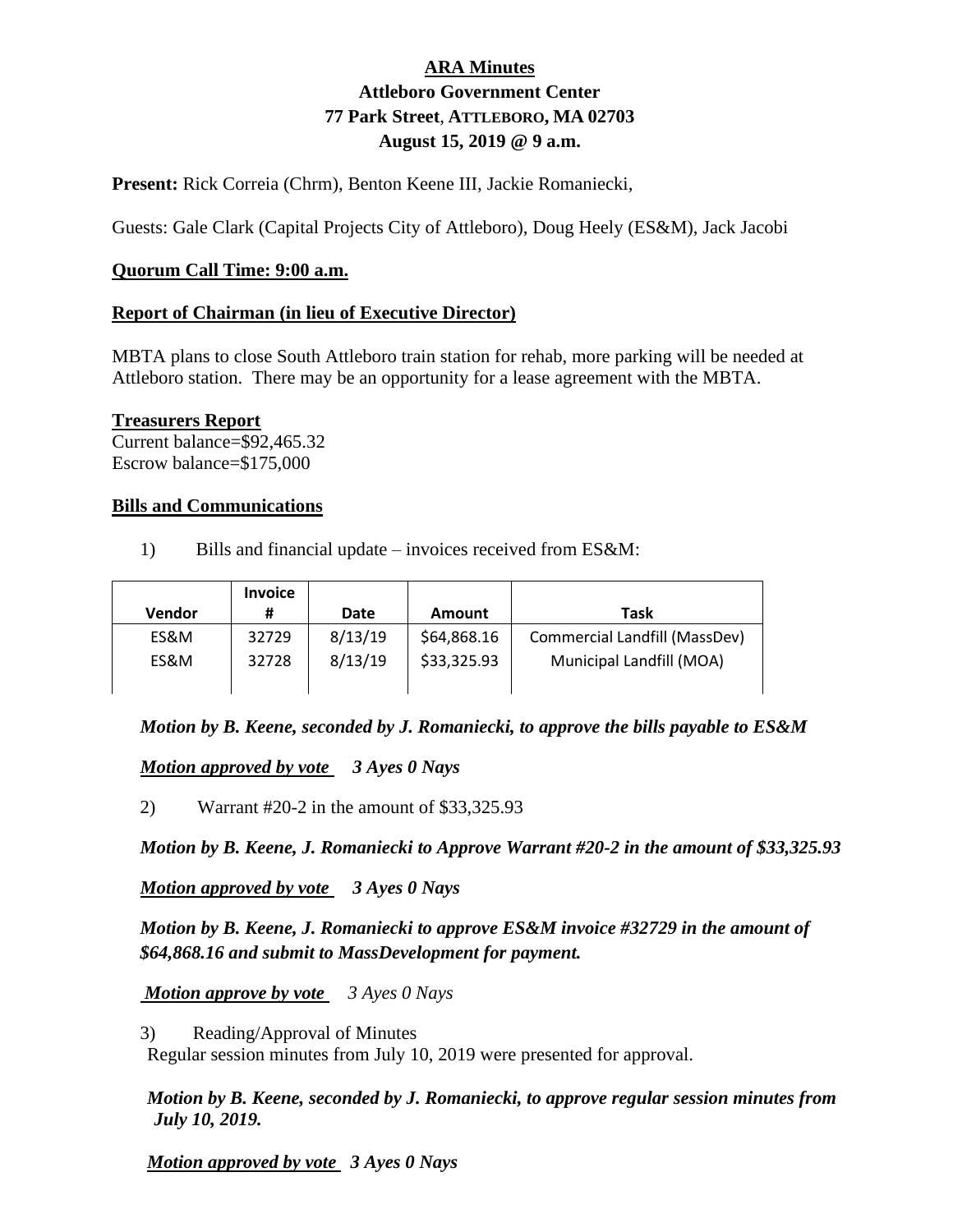**ARA Minutes**
**Attleboro Government Center**
**77 Park Street, ATTLEBORO, MA 02703**
**August 15, 2019 @ 9 a.m.**

**Present:** Rick Correia (Chrm), Benton Keene III, Jackie Romaniecki,

Guests: Gale Clark (Capital Projects City of Attleboro), Doug Heely (ES&M), Jack Jacobi

**Quorum Call Time: 9:00 a.m.**

**Report of Chairman (in lieu of Executive Director)**

MBTA plans to close South Attleboro train station for rehab, more parking will be needed at Attleboro station. There may be an opportunity for a lease agreement with the MBTA.

**Treasurers Report**
Current balance=$92,465.32
Escrow balance=$175,000

**Bills and Communications**

1) Bills and financial update – invoices received from ES&M:

| Vendor | Invoice # | Date | Amount | Task |
|---|---|---|---|---|
| ES&M | 32729 | 8/13/19 | $64,868.16 | Commercial Landfill (MassDev) |
| ES&M | 32728 | 8/13/19 | $33,325.93 | Municipal Landfill (MOA) |

***Motion by B. Keene, seconded by J. Romaniecki, to approve the bills payable to ES&M***

***Motion approved by vote*** ***3 Ayes 0 Nays***

2) Warrant #20-2 in the amount of $33,325.93

***Motion by B. Keene, J. Romaniecki to Approve Warrant #20-2 in the amount of $33,325.93***

***Motion approved by vote*** ***3 Ayes 0 Nays***

***Motion by B. Keene, J. Romaniecki to approve ES&M invoice #32729 in the amount of $64,868.16 and submit to MassDevelopment for payment.***

***Motion approve by vote*** *3 Ayes 0 Nays*

3) Reading/Approval of Minutes
Regular session minutes from July 10, 2019 were presented for approval.

***Motion by B. Keene, seconded by J. Romaniecki, to approve regular session minutes from July 10, 2019.***

***Motion approved by vote*** ***3 Ayes 0 Nays***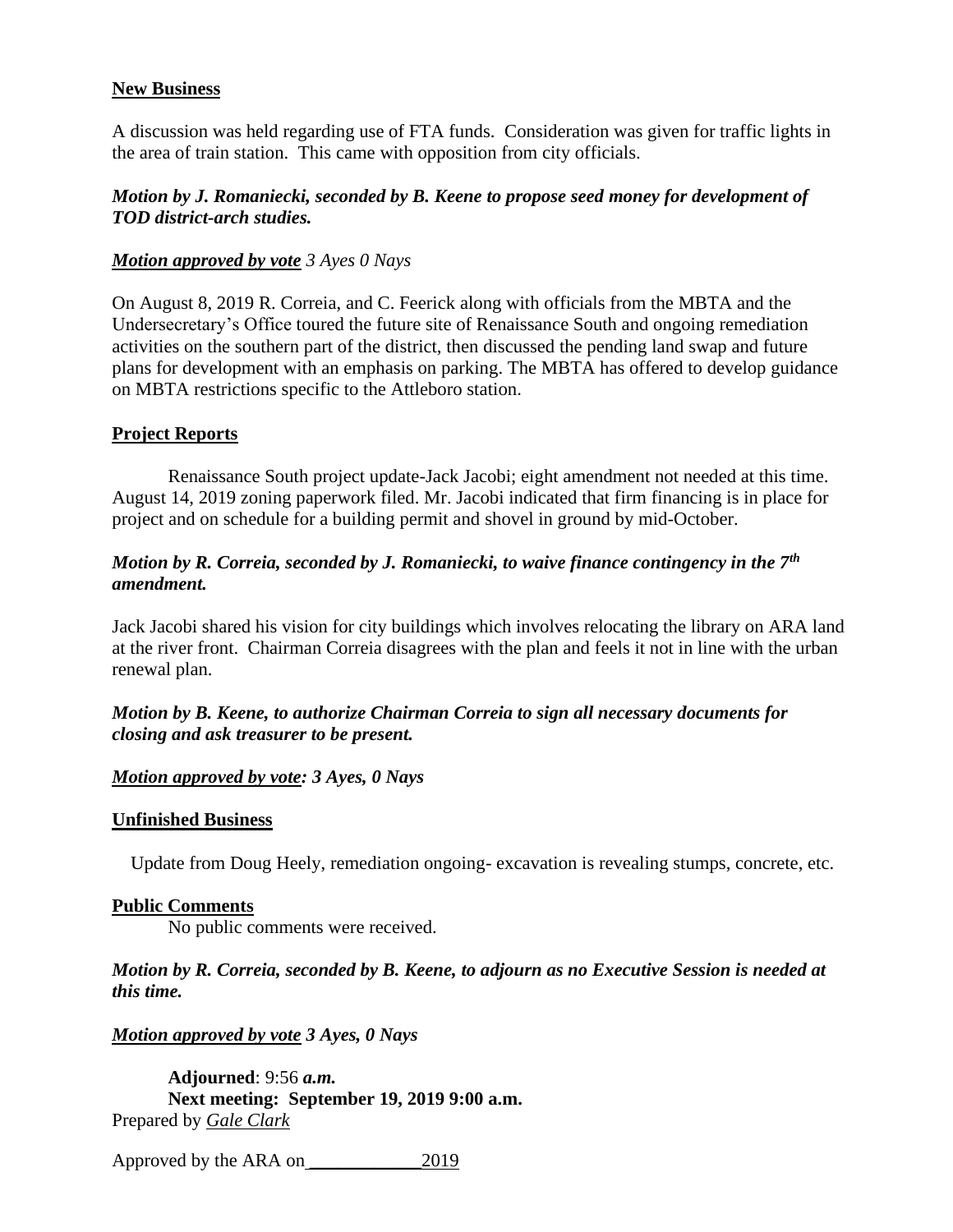**New Business**

A discussion was held regarding use of FTA funds. Consideration was given for traffic lights in the area of train station. This came with opposition from city officials.

***Motion by J. Romaniecki, seconded by B. Keene to propose seed money for development of TOD district-arch studies.***

***Motion approved by vote*** *3 Ayes 0 Nays*

On August 8, 2019 R. Correia, and C. Feerick along with officials from the MBTA and the Undersecretary's Office toured the future site of Renaissance South and ongoing remediation activities on the southern part of the district, then discussed the pending land swap and future plans for development with an emphasis on parking. The MBTA has offered to develop guidance on MBTA restrictions specific to the Attleboro station.

**Project Reports**

Renaissance South project update-Jack Jacobi; eight amendment not needed at this time. August 14, 2019 zoning paperwork filed. Mr. Jacobi indicated that firm financing is in place for project and on schedule for a building permit and shovel in ground by mid-October.

***Motion by R. Correia, seconded by J. Romaniecki, to waive finance contingency in the 7th amendment.***

Jack Jacobi shared his vision for city buildings which involves relocating the library on ARA land at the river front. Chairman Correia disagrees with the plan and feels it not in line with the urban renewal plan.

***Motion by B. Keene, to authorize Chairman Correia to sign all necessary documents for closing and ask treasurer to be present.***

***Motion approved by vote: 3 Ayes, 0 Nays***

**Unfinished Business**

Update from Doug Heely, remediation ongoing- excavation is revealing stumps, concrete, etc.

**Public Comments**

No public comments were received.

***Motion by R. Correia, seconded by B. Keene, to adjourn as no Executive Session is needed at this time.***

***Motion approved by vote 3 Ayes, 0 Nays***

**Adjourned**: 9:56 ***a.m.***
**Next meeting: September 19, 2019 9:00 a.m.**
Prepared by *Gale Clark*

Approved by the ARA on ____________2019